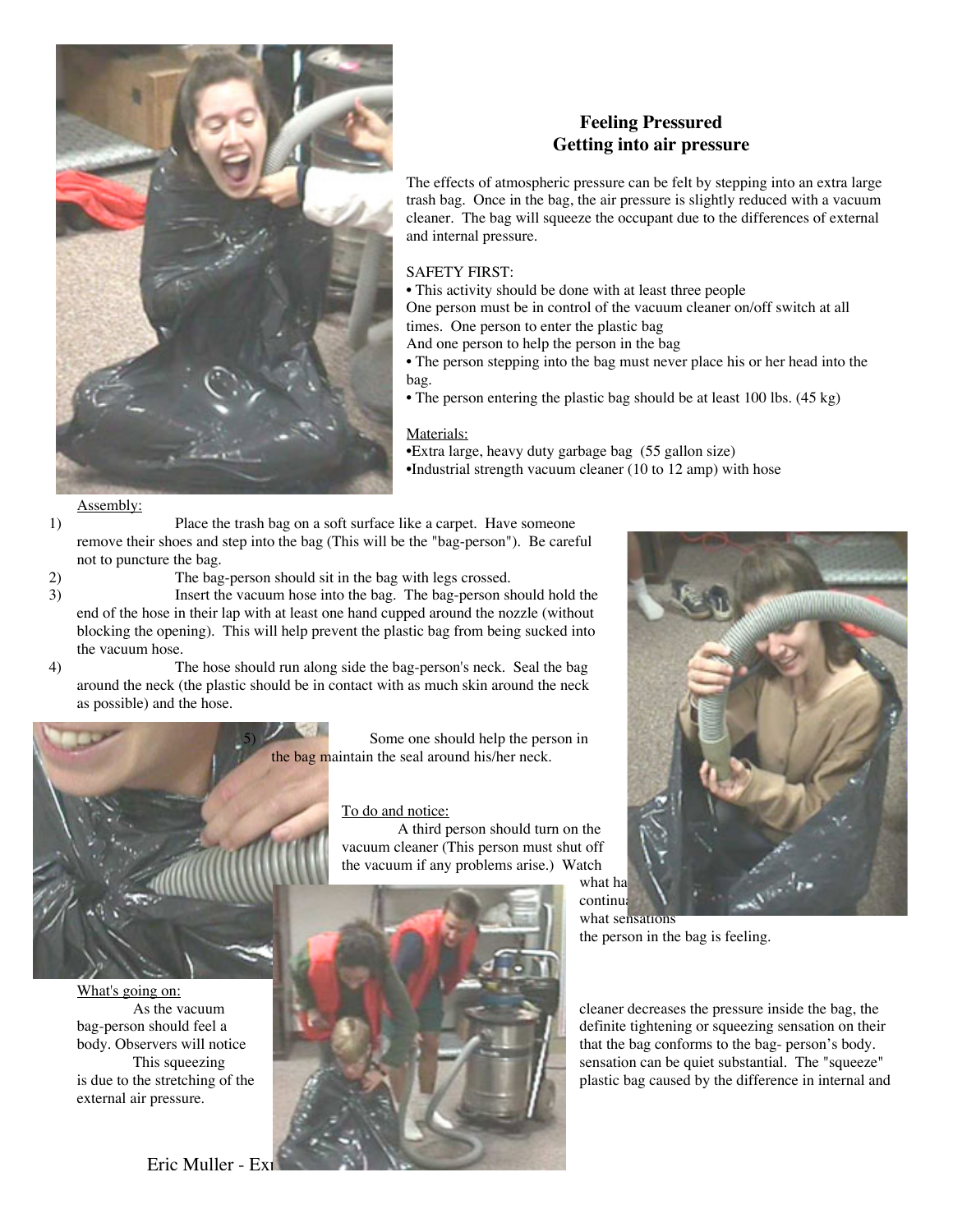## Feeling Pressured
## Getting into air pressure

The effects of atmospheric pressure can be felt by stepping into an extra large trash bag. Once in the bag, the air pressure is slightly reduced with a vacuum cleaner. The bag will squeeze the occupant due to the differences of external and internal pressure.

SAFETY FIRST:

- This activity should be done with at least three people
  One person must be in control of the vacuum cleaner on/off switch at all times. One person to enter the plastic bag
  And one person to help the person in the bag
- The person stepping into the bag must never place his or her head into the bag.
- The person entering the plastic bag should be at least 100 lbs. (45 kg)

Materials:

- Extra large, heavy duty garbage bag (55 gallon size)
- Industrial strength vacuum cleaner (10 to 12 amp) with hose

Assembly:

1) Place the trash bag on a soft surface like a carpet. Have someone remove their shoes and step into the bag (This will be the "bag-person"). Be careful not to puncture the bag.
2) The bag-person should sit in the bag with legs crossed.
3) Insert the vacuum hose into the bag. The bag-person should hold the end of the hose in their lap with at least one hand cupped around the nozzle (without blocking the opening). This will help prevent the plastic bag from being sucked into the vacuum hose.
4) The hose should run along side the bag-person's neck. Seal the bag around the neck (the plastic should be in contact with as much skin around the neck as possible) and the hose.
5) Some one should help the person in the bag maintain the seal around his/her neck.

To do and notice:

A third person should turn on the vacuum cleaner (This person must shut off the vacuum if any problems arise.) Watch what ha... continua... what sensations the person in the bag is feeling.

What's going on:

As the vacuum cleaner decreases the pressure inside the bag, the bag-person should feel a definite tightening or squeezing sensation on their body. Observers will notice that the bag conforms to the bag- person's body. This squeezing sensation can be quiet substantial. The "squeeze" is due to the stretching of the plastic bag caused by the difference in internal and external air pressure.

Eric Muller - Ex...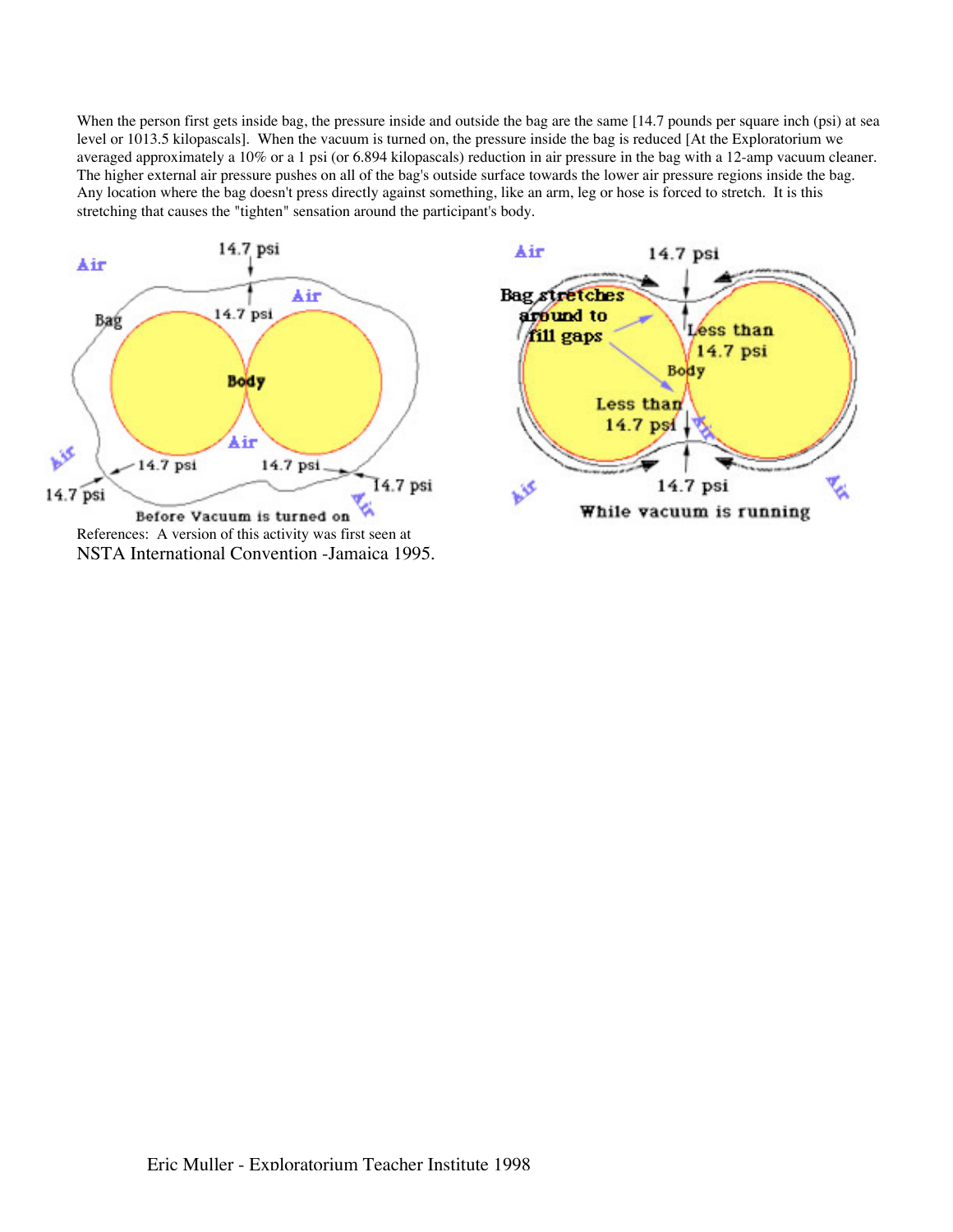When the person first gets inside bag, the pressure inside and outside the bag are the same [14.7 pounds per square inch (psi) at sea level or 1013.5 kilopascals]. When the vacuum is turned on, the pressure inside the bag is reduced [At the Exploratorium we averaged approximately a 10% or a 1 psi (or 6.894 kilopascals) reduction in air pressure in the bag with a 12-amp vacuum cleaner. The higher external air pressure pushes on all of the bag's outside surface towards the lower air pressure regions inside the bag. Any location where the bag doesn't press directly against something, like an arm, leg or hose is forced to stretch. It is this stretching that causes the "tighten" sensation around the participant's body.

Air
14.7 psi
Bag
14.7 psi
Air
Body
Air
Air
14.7 psi
14.7 psi
14.7 psi
14.7 psi
Air
Before Vacuum is turned on

Air
14.7 psi
Bag stretches around to fill gaps
Less than 14.7 psi
Body
Less than 14.7 psi
Air
Air
14.7 psi
Air
While vacuum is running

References: A version of this activity was first seen at NSTA International Convention -Jamaica 1995.

Eric Muller - Exploratorium Teacher Institute 1998